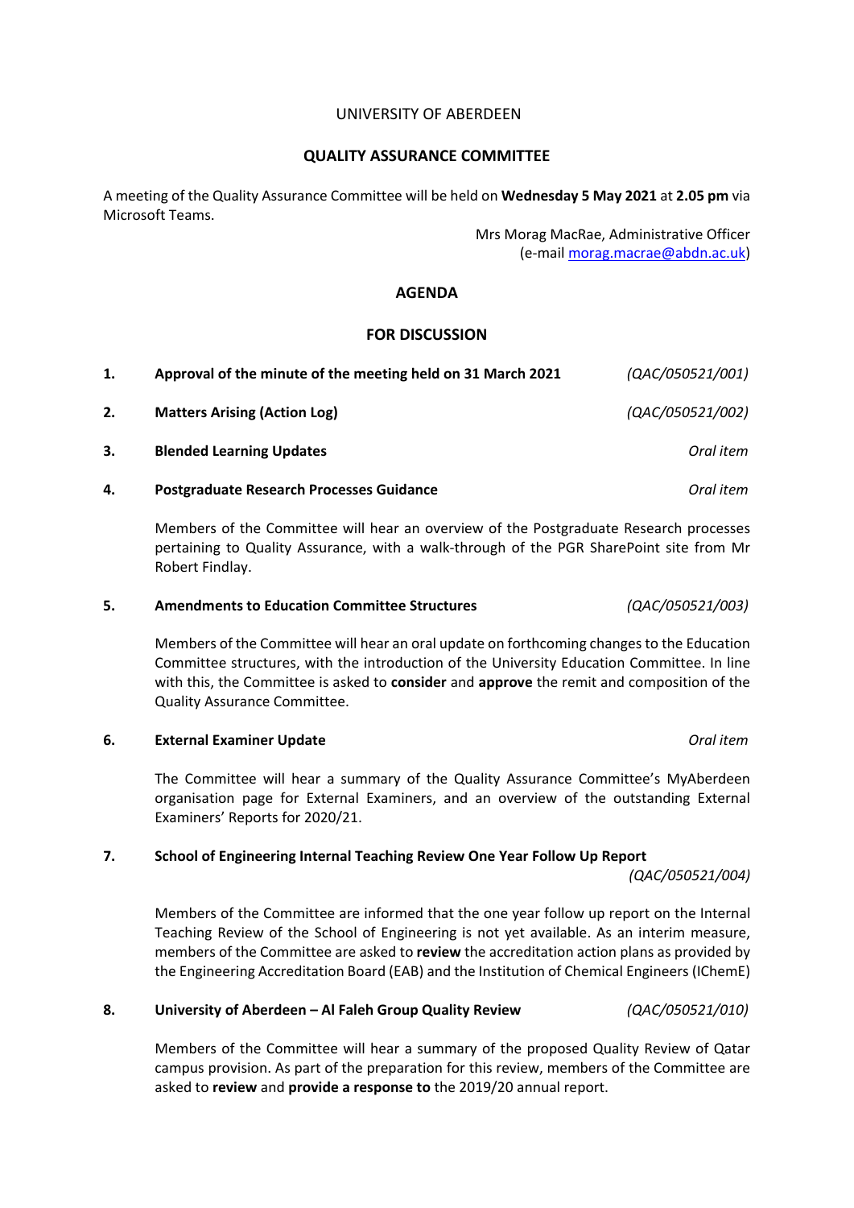UNIVERSITY OF ABERDEEN

**QUALITY ASSURANCE COMMITTEE**

A meeting of the Quality Assurance Committee will be held on **Wednesday 5 May 2021** at **2.05 pm** via Microsoft Teams.

Mrs Morag MacRae, Administrative Officer
(e-mail morag.macrae@abdn.ac.uk)

## AGENDA

### FOR DISCUSSION

**1. Approval of the minute of the meeting held on 31 March 2021** *(QAC/050521/001)*

**2. Matters Arising (Action Log)** *(QAC/050521/002)*

**3. Blended Learning Updates** *Oral item*

**4. Postgraduate Research Processes Guidance** *Oral item*

Members of the Committee will hear an overview of the Postgraduate Research processes pertaining to Quality Assurance, with a walk-through of the PGR SharePoint site from Mr Robert Findlay.

**5. Amendments to Education Committee Structures** *(QAC/050521/003)*

Members of the Committee will hear an oral update on forthcoming changes to the Education Committee structures, with the introduction of the University Education Committee. In line with this, the Committee is asked to **consider** and **approve** the remit and composition of the Quality Assurance Committee.

**6. External Examiner Update** *Oral item*

The Committee will hear a summary of the Quality Assurance Committee's MyAberdeen organisation page for External Examiners, and an overview of the outstanding External Examiners' Reports for 2020/21.

**7. School of Engineering Internal Teaching Review One Year Follow Up Report** *(QAC/050521/004)*

Members of the Committee are informed that the one year follow up report on the Internal Teaching Review of the School of Engineering is not yet available. As an interim measure, members of the Committee are asked to **review** the accreditation action plans as provided by the Engineering Accreditation Board (EAB) and the Institution of Chemical Engineers (IChemE)

**8. University of Aberdeen – Al Faleh Group Quality Review** *(QAC/050521/010)*

Members of the Committee will hear a summary of the proposed Quality Review of Qatar campus provision. As part of the preparation for this review, members of the Committee are asked to **review** and **provide a response to** the 2019/20 annual report.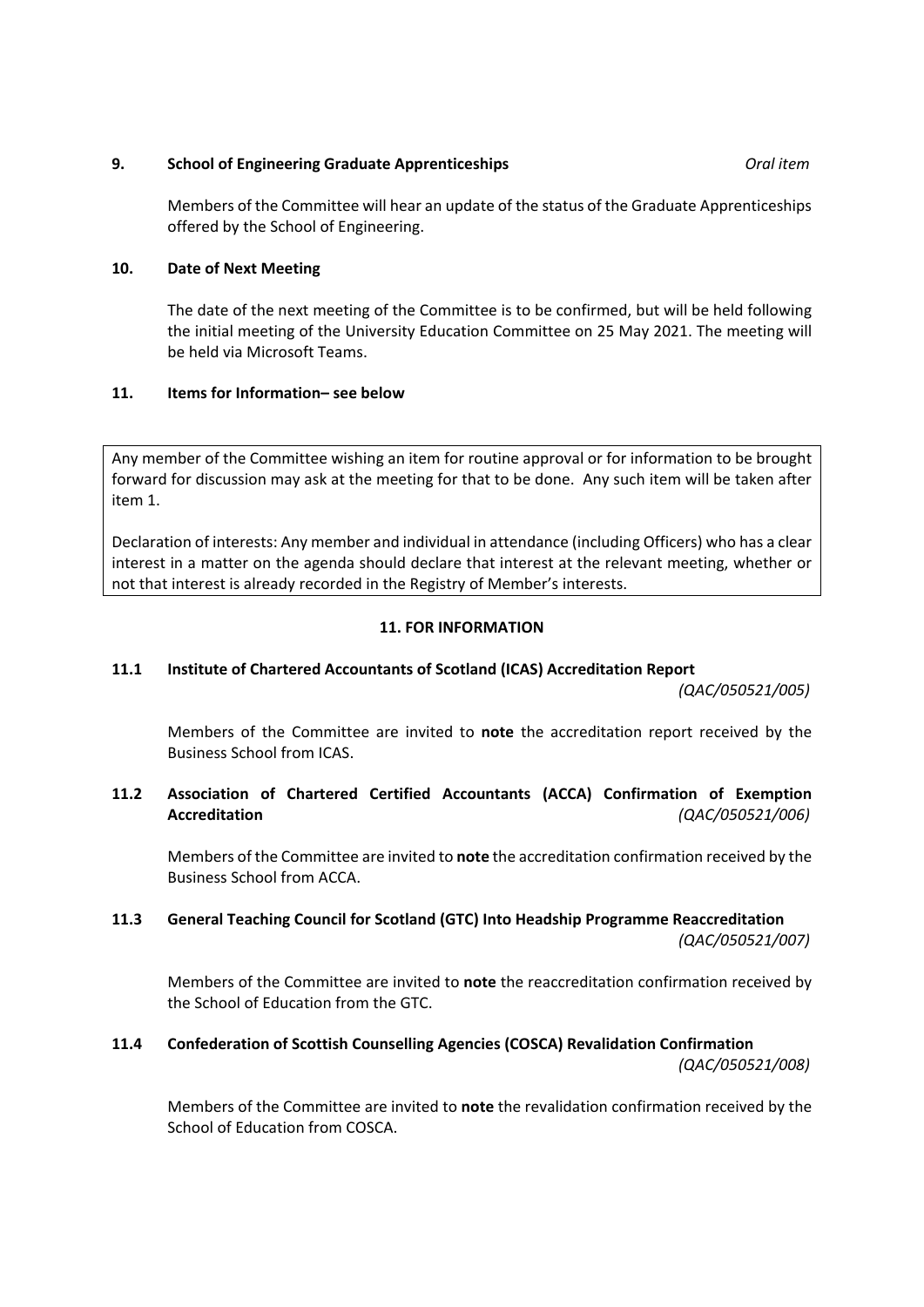**9. School of Engineering Graduate Apprenticeships** *Oral item*

Members of the Committee will hear an update of the status of the Graduate Apprenticeships offered by the School of Engineering.

**10. Date of Next Meeting**

The date of the next meeting of the Committee is to be confirmed, but will be held following the initial meeting of the University Education Committee on 25 May 2021. The meeting will be held via Microsoft Teams.

**11. Items for Information– see below**

Any member of the Committee wishing an item for routine approval or for information to be brought forward for discussion may ask at the meeting for that to be done. Any such item will be taken after item 1.

Declaration of interests: Any member and individual in attendance (including Officers) who has a clear interest in a matter on the agenda should declare that interest at the relevant meeting, whether or not that interest is already recorded in the Registry of Member's interests.

**11. FOR INFORMATION**

**11.1 Institute of Chartered Accountants of Scotland (ICAS) Accreditation Report** *(QAC/050521/005)*

Members of the Committee are invited to **note** the accreditation report received by the Business School from ICAS.

**11.2 Association of Chartered Certified Accountants (ACCA) Confirmation of Exemption Accreditation** *(QAC/050521/006)*

Members of the Committee are invited to **note** the accreditation confirmation received by the Business School from ACCA.

**11.3 General Teaching Council for Scotland (GTC) Into Headship Programme Reaccreditation** *(QAC/050521/007)*

Members of the Committee are invited to **note** the reaccreditation confirmation received by the School of Education from the GTC.

**11.4 Confederation of Scottish Counselling Agencies (COSCA) Revalidation Confirmation** *(QAC/050521/008)*

Members of the Committee are invited to **note** the revalidation confirmation received by the School of Education from COSCA.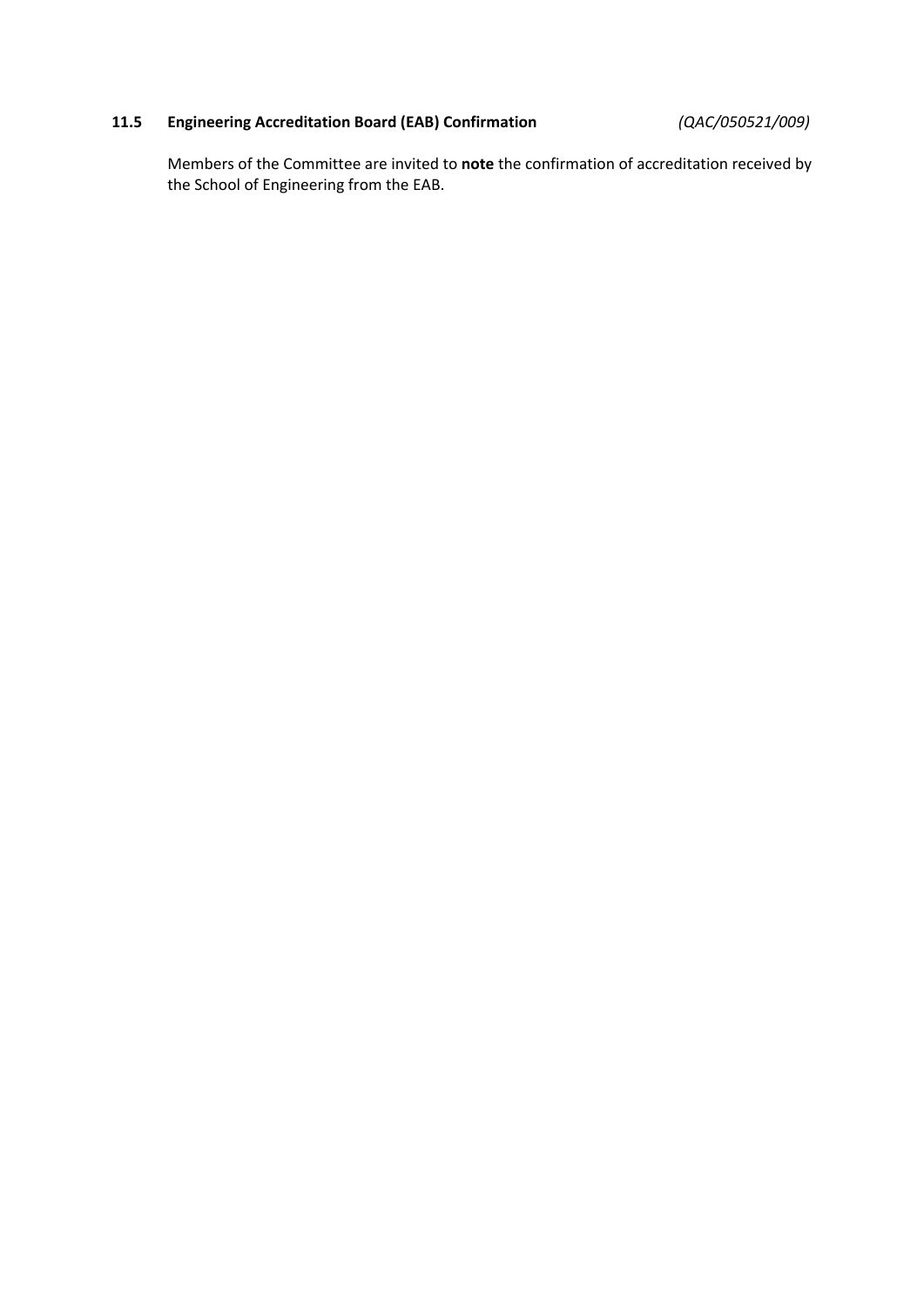### 11.5 Engineering Accreditation Board (EAB) Confirmation *(QAC/050521/009)*

Members of the Committee are invited to **note** the confirmation of accreditation received by the School of Engineering from the EAB.